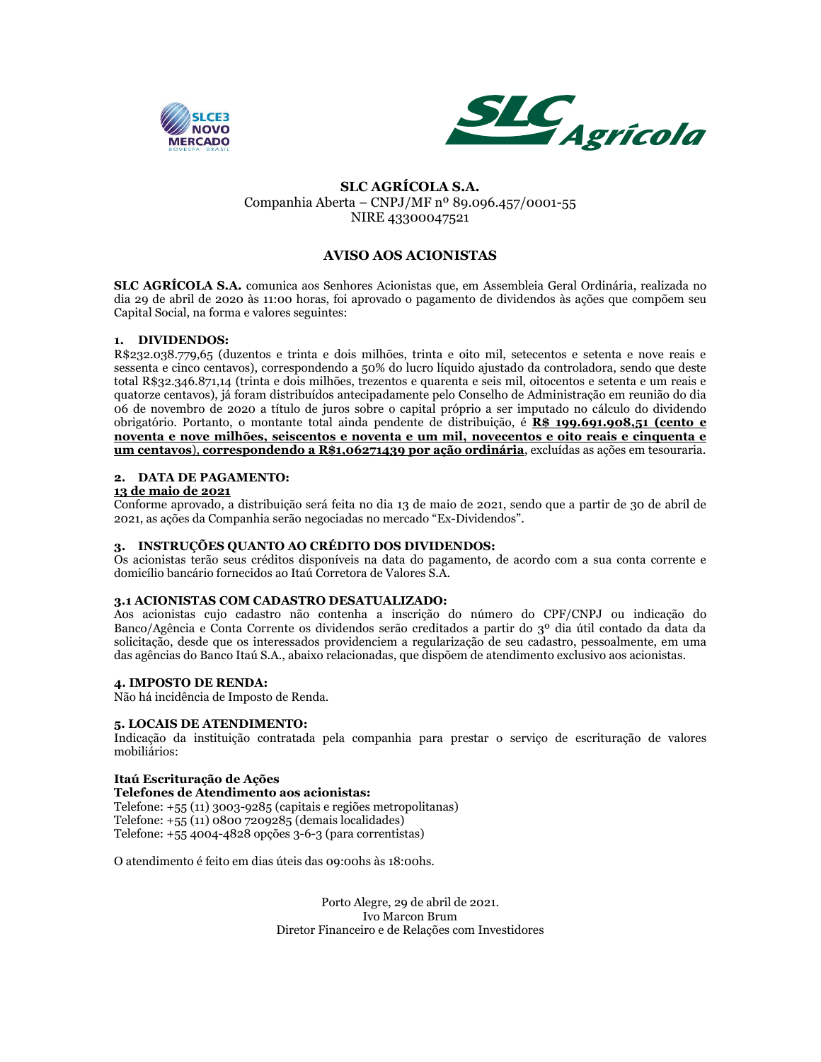**SLC AGRÍCOLA S.A.**
Companhia Aberta – CNPJ/MF nº 89.096.457/0001-55
NIRE 43300047521

# AVISO AOS ACIONISTAS

**SLC AGRÍCOLA S.A.** comunica aos Senhores Acionistas que, em Assembleia Geral Ordinária, realizada no dia 29 de abril de 2020 às 11:00 horas, foi aprovado o pagamento de dividendos às ações que compõem seu Capital Social, na forma e valores seguintes:

## 1. DIVIDENDOS:

R$232.038.779,65 (duzentos e trinta e dois milhões, trinta e oito mil, setecentos e setenta e nove reais e sessenta e cinco centavos), correspondendo a 50% do lucro líquido ajustado da controladora, sendo que deste total R$32.346.871,14 (trinta e dois milhões, trezentos e quarenta e seis mil, oitocentos e setenta e um reais e quatorze centavos), já foram distribuídos antecipadamente pelo Conselho de Administração em reunião do dia 06 de novembro de 2020 a título de juros sobre o capital próprio a ser imputado no cálculo do dividendo obrigatório. Portanto, o montante total ainda pendente de distribuição, é **R$ 199.691.908,51 (cento e noventa e nove milhões, seiscentos e noventa e um mil, novecentos e oito reais e cinquenta e um centavos), correspondendo a R$1,06271439 por ação ordinária**, excluídas as ações em tesouraria.

## 2. DATA DE PAGAMENTO:

**13 de maio de 2021**

Conforme aprovado, a distribuição será feita no dia 13 de maio de 2021, sendo que a partir de 30 de abril de 2021, as ações da Companhia serão negociadas no mercado "Ex-Dividendos".

## 3. INSTRUÇÕES QUANTO AO CRÉDITO DOS DIVIDENDOS:

Os acionistas terão seus créditos disponíveis na data do pagamento, de acordo com a sua conta corrente e domicílio bancário fornecidos ao Itaú Corretora de Valores S.A.

### 3.1 ACIONISTAS COM CADASTRO DESATUALIZADO:

Aos acionistas cujo cadastro não contenha a inscrição do número do CPF/CNPJ ou indicação do Banco/Agência e Conta Corrente os dividendos serão creditados a partir do 3º dia útil contado da data da solicitação, desde que os interessados providenciem a regularização de seu cadastro, pessoalmente, em uma das agências do Banco Itaú S.A., abaixo relacionadas, que dispõem de atendimento exclusivo aos acionistas.

## 4. IMPOSTO DE RENDA:

Não há incidência de Imposto de Renda.

## 5. LOCAIS DE ATENDIMENTO:

Indicação da instituição contratada pela companhia para prestar o serviço de escrituração de valores mobiliários:

**Itaú Escrituração de Ações**
**Telefones de Atendimento aos acionistas:**
Telefone: +55 (11) 3003-9285 (capitais e regiões metropolitanas)
Telefone: +55 (11) 0800 7209285 (demais localidades)
Telefone: +55 4004-4828 opções 3-6-3 (para correntistas)

O atendimento é feito em dias úteis das 09:00hs às 18:00hs.

Porto Alegre, 29 de abril de 2021.
Ivo Marcon Brum
Diretor Financeiro e de Relações com Investidores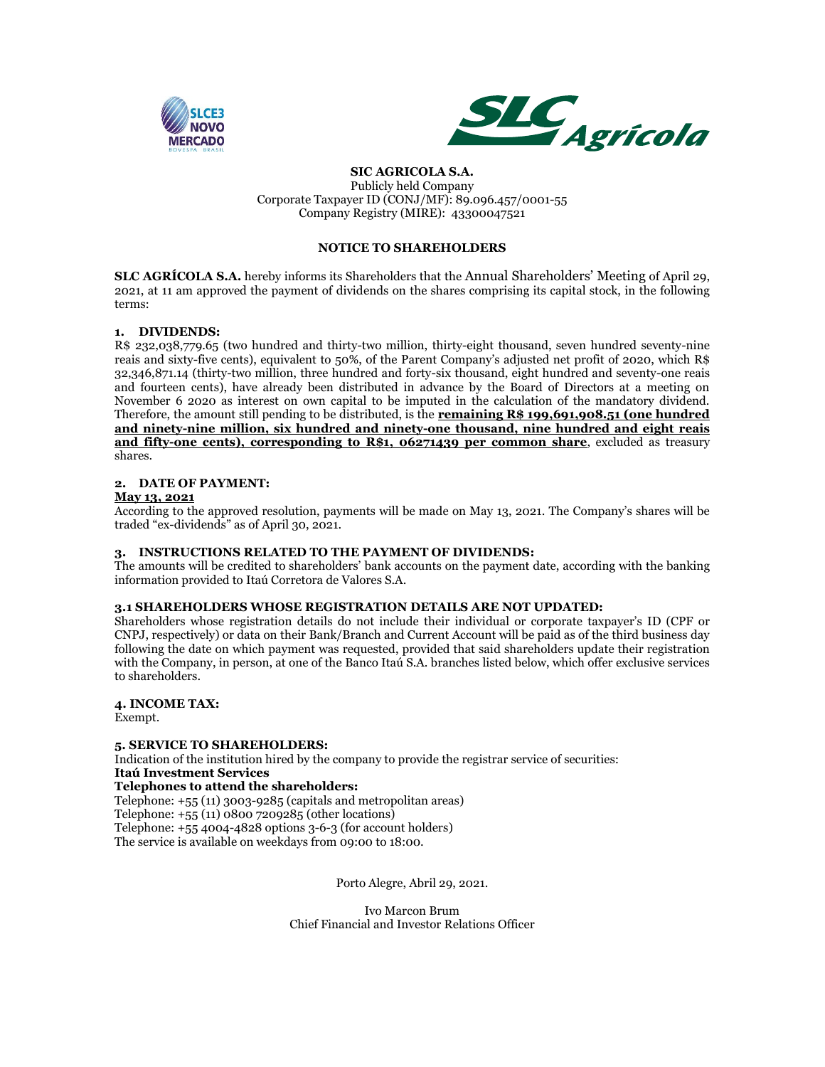**SIC AGRICOLA S.A.**
Publicly held Company
Corporate Taxpayer ID (CONJ/MF): 89.096.457/0001-55
Company Registry (MIRE): 43300047521

**NOTICE TO SHAREHOLDERS**

**SLC AGRÍCOLA S.A.** hereby informs its Shareholders that the Annual Shareholders' Meeting of April 29, 2021, at 11 am approved the payment of dividends on the shares comprising its capital stock, in the following terms:

**1. DIVIDENDS:**
R$ 232,038,779.65 (two hundred and thirty-two million, thirty-eight thousand, seven hundred seventy-nine reais and sixty-five cents), equivalent to 50%, of the Parent Company's adjusted net profit of 2020, which R$ 32,346,871.14 (thirty-two million, three hundred and forty-six thousand, eight hundred and seventy-one reais and fourteen cents), have already been distributed in advance by the Board of Directors at a meeting on November 6 2020 as interest on own capital to be imputed in the calculation of the mandatory dividend. Therefore, the amount still pending to be distributed, is the **remaining R$ 199,691,908.51 (one hundred and ninety-nine million, six hundred and ninety-one thousand, nine hundred and eight reais and fifty-one cents), corresponding to R$1, 06271439 per common share**, excluded as treasury shares.

**2. DATE OF PAYMENT:**
**May 13, 2021**
According to the approved resolution, payments will be made on May 13, 2021. The Company's shares will be traded "ex-dividends" as of April 30, 2021.

**3. INSTRUCTIONS RELATED TO THE PAYMENT OF DIVIDENDS:**
The amounts will be credited to shareholders' bank accounts on the payment date, according with the banking information provided to Itaú Corretora de Valores S.A.

**3.1 SHAREHOLDERS WHOSE REGISTRATION DETAILS ARE NOT UPDATED:**
Shareholders whose registration details do not include their individual or corporate taxpayer's ID (CPF or CNPJ, respectively) or data on their Bank/Branch and Current Account will be paid as of the third business day following the date on which payment was requested, provided that said shareholders update their registration with the Company, in person, at one of the Banco Itaú S.A. branches listed below, which offer exclusive services to shareholders.

**4. INCOME TAX:**
Exempt.

**5. SERVICE TO SHAREHOLDERS:**
Indication of the institution hired by the company to provide the registrar service of securities:
**Itaú Investment Services**
**Telephones to attend the shareholders:**
Telephone: +55 (11) 3003-9285 (capitals and metropolitan areas)
Telephone: +55 (11) 0800 7209285 (other locations)
Telephone: +55 4004-4828 options 3-6-3 (for account holders)
The service is available on weekdays from 09:00 to 18:00.

Porto Alegre, Abril 29, 2021.

Ivo Marcon Brum
Chief Financial and Investor Relations Officer